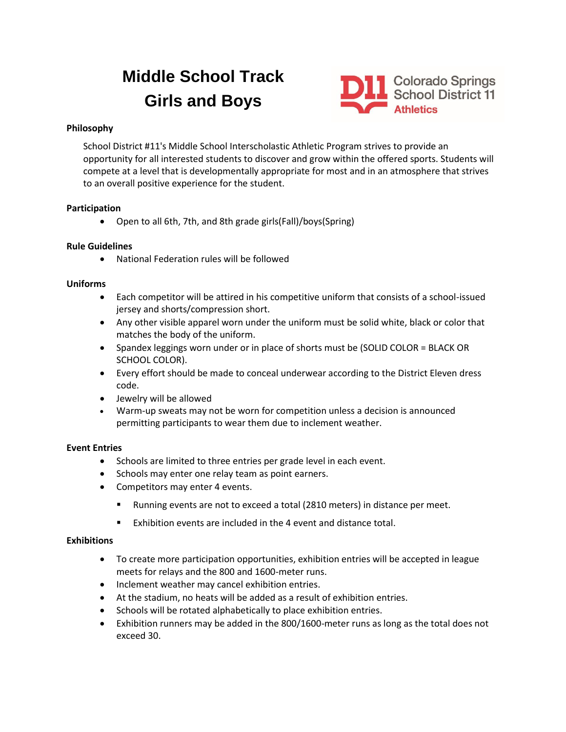# Middle School Track
# Girls and Boys

Colorado Springs School District 11 Athletics

## Philosophy

School District #11's Middle School Interscholastic Athletic Program strives to provide an opportunity for all interested students to discover and grow within the offered sports. Students will compete at a level that is developmentally appropriate for most and in an atmosphere that strives to an overall positive experience for the student.

## Participation

- Open to all 6th, 7th, and 8th grade girls(Fall)/boys(Spring)

## Rule Guidelines

- National Federation rules will be followed

## Uniforms

- Each competitor will be attired in his competitive uniform that consists of a school-issued jersey and shorts/compression short.
- Any other visible apparel worn under the uniform must be solid white, black or color that matches the body of the uniform.
- Spandex leggings worn under or in place of shorts must be (SOLID COLOR = BLACK OR SCHOOL COLOR).
- Every effort should be made to conceal underwear according to the District Eleven dress code.
- Jewelry will be allowed
- Warm-up sweats may not be worn for competition unless a decision is announced permitting participants to wear them due to inclement weather.

## Event Entries

- Schools are limited to three entries per grade level in each event.
- Schools may enter one relay team as point earners.
- Competitors may enter 4 events.
  - Running events are not to exceed a total (2810 meters) in distance per meet.
  - Exhibition events are included in the 4 event and distance total.

## Exhibitions

- To create more participation opportunities, exhibition entries will be accepted in league meets for relays and the 800 and 1600-meter runs.
- Inclement weather may cancel exhibition entries.
- At the stadium, no heats will be added as a result of exhibition entries.
- Schools will be rotated alphabetically to place exhibition entries.
- Exhibition runners may be added in the 800/1600-meter runs as long as the total does not exceed 30.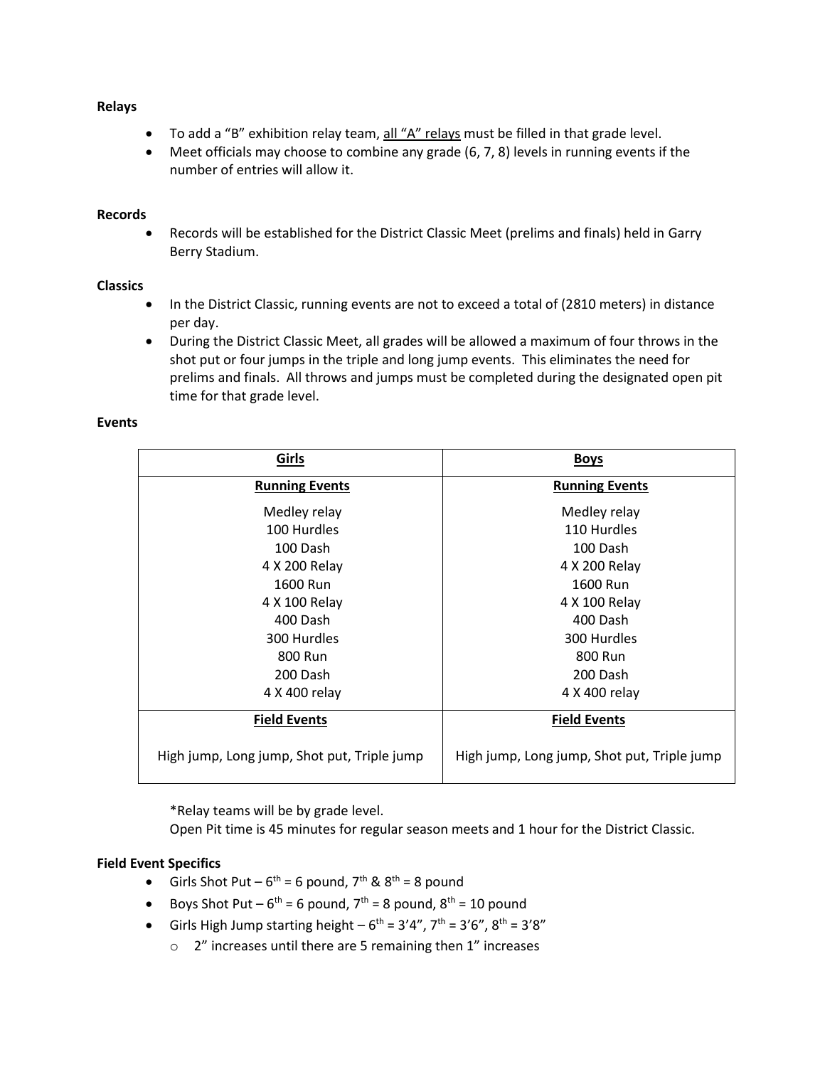**Relays**

- To add a "B" exhibition relay team, <u>all "A" relays</u> must be filled in that grade level.
- Meet officials may choose to combine any grade (6, 7, 8) levels in running events if the number of entries will allow it.

**Records**

- Records will be established for the District Classic Meet (prelims and finals) held in Garry Berry Stadium.

**Classics**

- In the District Classic, running events are not to exceed a total of (2810 meters) in distance per day.
- During the District Classic Meet, all grades will be allowed a maximum of four throws in the shot put or four jumps in the triple and long jump events. This eliminates the need for prelims and finals. All throws and jumps must be completed during the designated open pit time for that grade level.

**Events**

| Girls | Boys |
| --- | --- |
| **Running Events** | **Running Events** |
| Medley relay<br>100 Hurdles<br>100 Dash<br>4 X 200 Relay<br>1600 Run<br>4 X 100 Relay<br>400 Dash<br>300 Hurdles<br>800 Run<br>200 Dash<br>4 X 400 relay | Medley relay<br>110 Hurdles<br>100 Dash<br>4 X 200 Relay<br>1600 Run<br>4 X 100 Relay<br>400 Dash<br>300 Hurdles<br>800 Run<br>200 Dash<br>4 X 400 relay |
| **Field Events** | **Field Events** |
| High jump, Long jump, Shot put, Triple jump | High jump, Long jump, Shot put, Triple jump |

*Relay teams will be by grade level.
Open Pit time is 45 minutes for regular season meets and 1 hour for the District Classic.

**Field Event Specifics**

- Girls Shot Put – $6^{th}$ = 6 pound, $7^{th}$ & $8^{th}$ = 8 pound
- Boys Shot Put – $6^{th}$ = 6 pound, $7^{th}$ = 8 pound, $8^{th}$ = 10 pound
- Girls High Jump starting height – $6^{th}$ = 3'4", $7^{th}$ = 3'6", $8^{th}$ = 3'8"
  - 2" increases until there are 5 remaining then 1" increases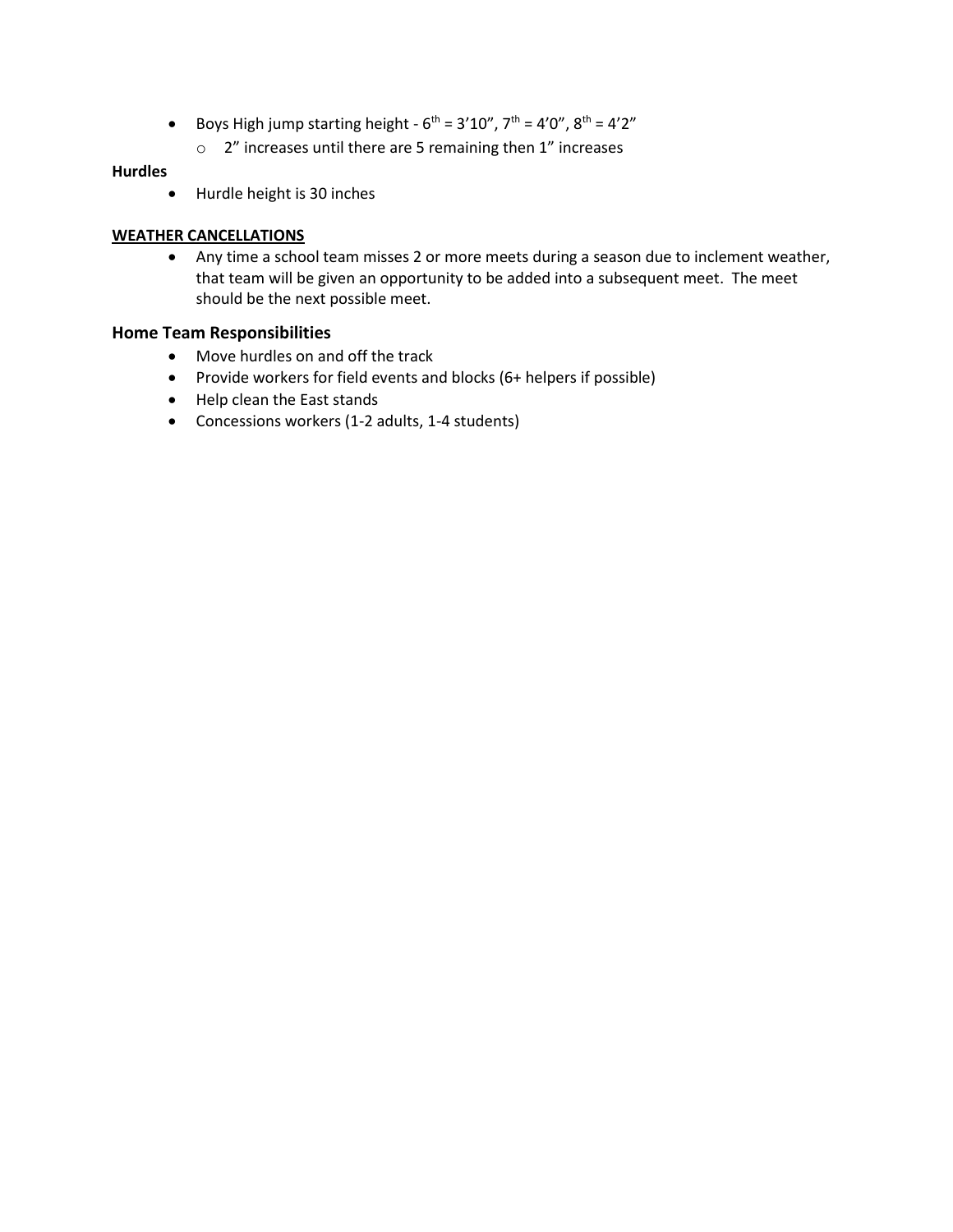- Boys High jump starting height - $6^{th}$ = 3'10", $7^{th}$ = 4'0", $8^{th}$ = 4'2"
  - 2" increases until there are 5 remaining then 1" increases

**Hurdles**

- Hurdle height is 30 inches

**WEATHER CANCELLATIONS**

- Any time a school team misses 2 or more meets during a season due to inclement weather, that team will be given an opportunity to be added into a subsequent meet. The meet should be the next possible meet.

### Home Team Responsibilities

- Move hurdles on and off the track
- Provide workers for field events and blocks (6+ helpers if possible)
- Help clean the East stands
- Concessions workers (1-2 adults, 1-4 students)